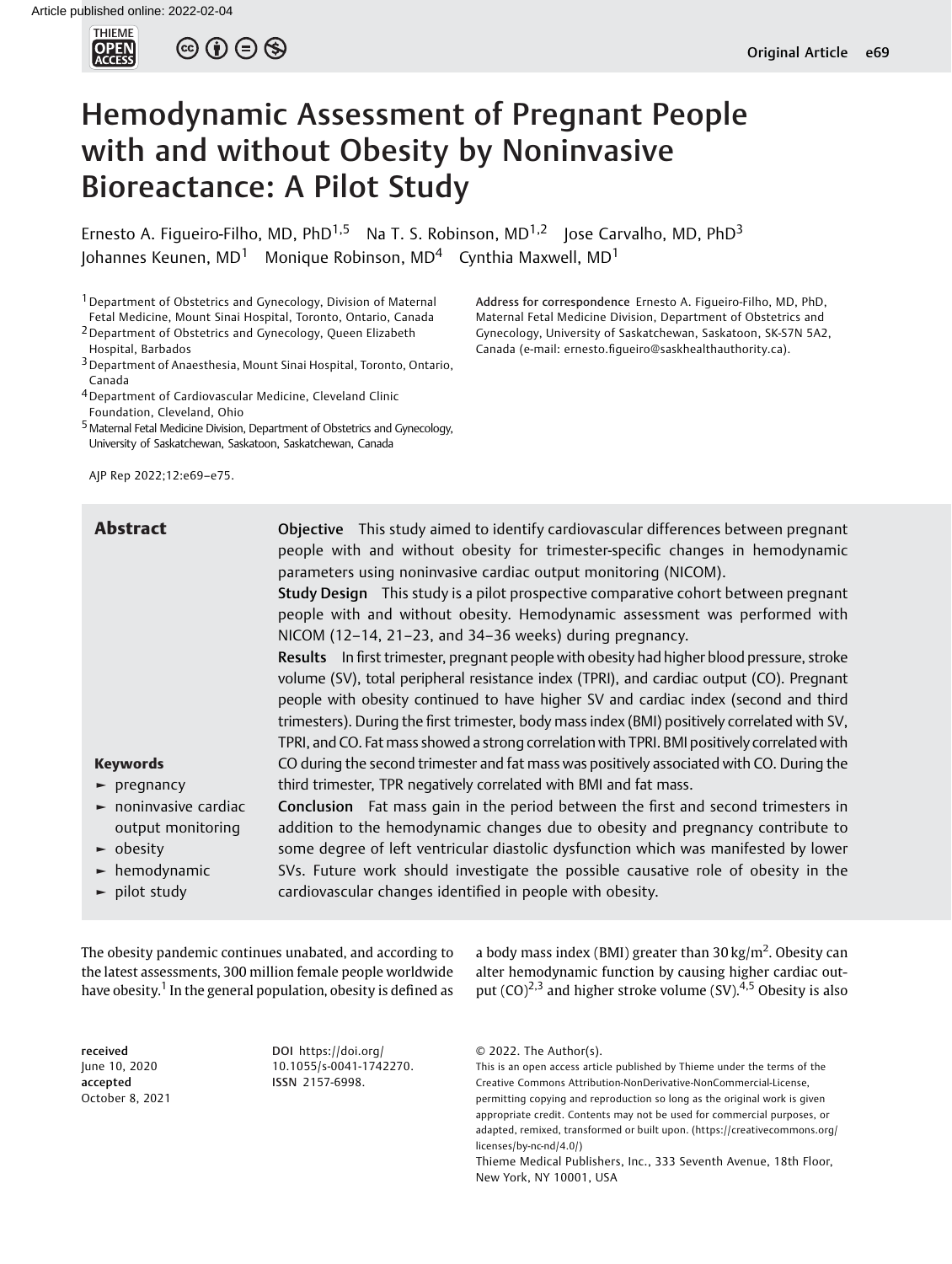# Hemodynamic Assessment of Pregnant People with and without Obesity by Noninvasive Bioreactance: A Pilot Study

Ernesto A. Figueiro-Filho, MD, PhD[1,5] Na T. S. Robinson, MD[1,2] Jose Carvalho, MD, PhD[3] Johannes Keunen, MD[1] Monique Robinson, MD[4] Cynthia Maxwell, MD[1]

[1] Department of Obstetrics and Gynecology, Division of Maternal Fetal Medicine, Mount Sinai Hospital, Toronto, Ontario, Canada
[2] Department of Obstetrics and Gynecology, Queen Elizabeth Hospital, Barbados
[3] Department of Anaesthesia, Mount Sinai Hospital, Toronto, Ontario, Canada
[4] Department of Cardiovascular Medicine, Cleveland Clinic Foundation, Cleveland, Ohio
[5] Maternal Fetal Medicine Division, Department of Obstetrics and Gynecology, University of Saskatchewan, Saskatoon, Saskatchewan, Canada

**Address for correspondence** Ernesto A. Figueiro-Filho, MD, PhD, Maternal Fetal Medicine Division, Department of Obstetrics and Gynecology, University of Saskatchewan, Saskatoon, SK-S7N 5A2, Canada (e-mail: ernesto.figueiro@saskhealthauthority.ca).

AJP Rep 2022;12:e69–e75.

## Abstract

**Objective** This study aimed to identify cardiovascular differences between pregnant people with and without obesity for trimester-specific changes in hemodynamic parameters using noninvasive cardiac output monitoring (NICOM).

**Study Design** This study is a pilot prospective comparative cohort between pregnant people with and without obesity. Hemodynamic assessment was performed with NICOM (12–14, 21–23, and 34–36 weeks) during pregnancy.

**Results** In first trimester, pregnant people with obesity had higher blood pressure, stroke volume (SV), total peripheral resistance index (TPRI), and cardiac output (CO). Pregnant people with obesity continued to have higher SV and cardiac index (second and third trimesters). During the first trimester, body mass index (BMI) positively correlated with SV, TPRI, and CO. Fat mass showed a strong correlation with TPRI. BMI positively correlated with CO during the second trimester and fat mass was positively associated with CO. During the third trimester, TPR negatively correlated with BMI and fat mass.

**Conclusion** Fat mass gain in the period between the first and second trimesters in addition to the hemodynamic changes due to obesity and pregnancy contribute to some degree of left ventricular diastolic dysfunction which was manifested by lower SVs. Future work should investigate the possible causative role of obesity in the cardiovascular changes identified in people with obesity.

**Keywords**
- pregnancy
- noninvasive cardiac output monitoring
- obesity
- hemodynamic
- pilot study

The obesity pandemic continues unabated, and according to the latest assessments, 300 million female people worldwide have obesity.[1] In the general population, obesity is defined as a body mass index (BMI) greater than 30 kg/m$^2$. Obesity can alter hemodynamic function by causing higher cardiac output (CO)[2,3] and higher stroke volume (SV).[4,5] Obesity is also

**received** June 10, 2020
**accepted** October 8, 2021

**DOI** https://doi.org/10.1055/s-0041-1742270.
**ISSN** 2157-6998.

© 2022. The Author(s).
This is an open access article published by Thieme under the terms of the Creative Commons Attribution-NonDerivative-NonCommercial-License, permitting copying and reproduction so long as the original work is given appropriate credit. Contents may not be used for commercial purposes, or adapted, remixed, transformed or built upon. (https://creativecommons.org/licenses/by-nc-nd/4.0/)
Thieme Medical Publishers, Inc., 333 Seventh Avenue, 18th Floor, New York, NY 10001, USA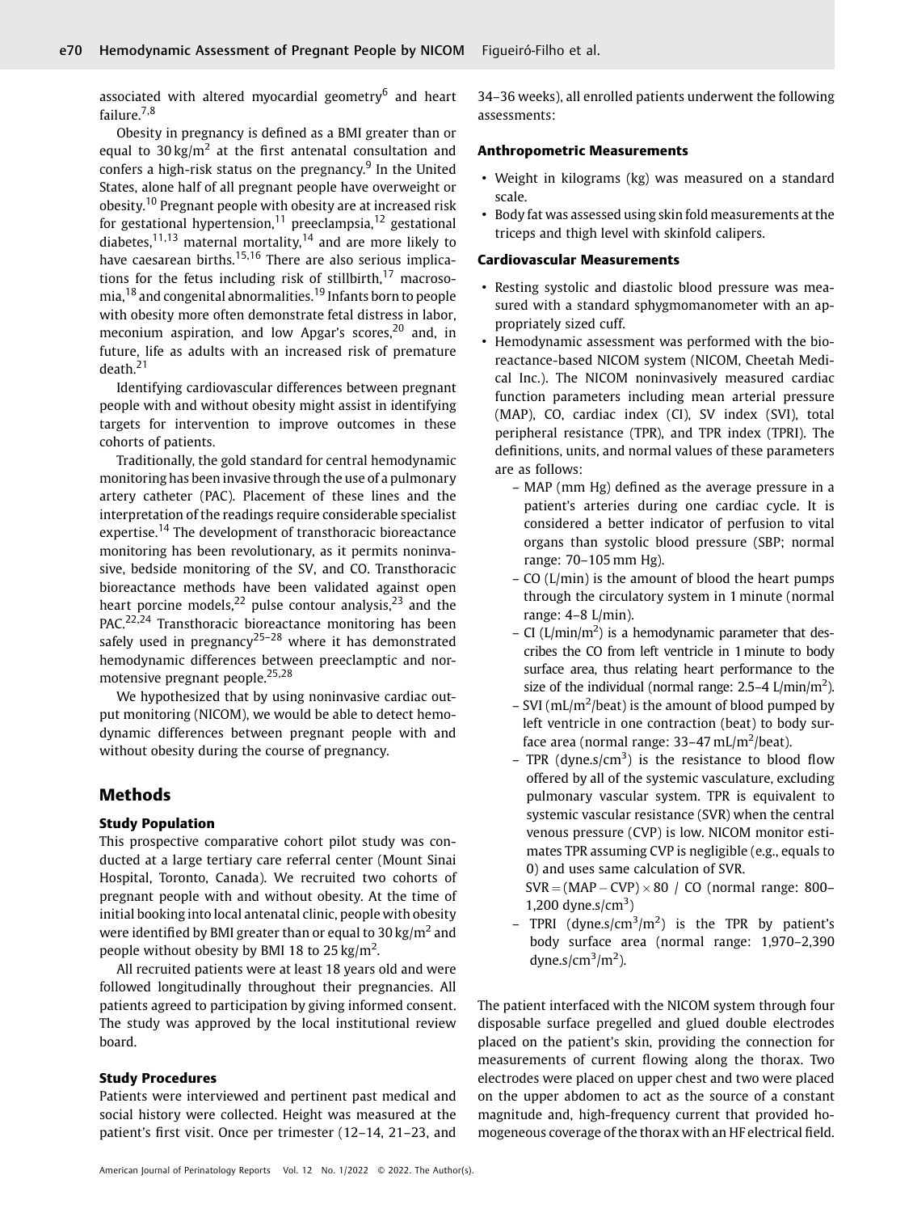associated with altered myocardial geometry[6] and heart failure.[7,8]

Obesity in pregnancy is defined as a BMI greater than or equal to 30 kg/m$^2$ at the first antenatal consultation and confers a high-risk status on the pregnancy.[9] In the United States, alone half of all pregnant people have overweight or obesity.[10] Pregnant people with obesity are at increased risk for gestational hypertension,[11] preeclampsia,[12] gestational diabetes,[11,13] maternal mortality,[14] and are more likely to have caesarean births.[15,16] There are also serious implications for the fetus including risk of stillbirth,[17] macrosomia,[18] and congenital abnormalities.[19] Infants born to people with obesity more often demonstrate fetal distress in labor, meconium aspiration, and low Apgar's scores,[20] and, in future, life as adults with an increased risk of premature death.[21]

Identifying cardiovascular differences between pregnant people with and without obesity might assist in identifying targets for intervention to improve outcomes in these cohorts of patients.

Traditionally, the gold standard for central hemodynamic monitoring has been invasive through the use of a pulmonary artery catheter (PAC). Placement of these lines and the interpretation of the readings require considerable specialist expertise.[14] The development of transthoracic bioreactance monitoring has been revolutionary, as it permits noninvasive, bedside monitoring of the SV, and CO. Transthoracic bioreactance methods have been validated against open heart porcine models,[22] pulse contour analysis,[23] and the PAC.[22,24] Transthoracic bioreactance monitoring has been safely used in pregnancy[25–28] where it has demonstrated hemodynamic differences between preeclamptic and normotensive pregnant people.[25,28]

We hypothesized that by using noninvasive cardiac output monitoring (NICOM), we would be able to detect hemodynamic differences between pregnant people with and without obesity during the course of pregnancy.

## Methods

### Study Population

This prospective comparative cohort pilot study was conducted at a large tertiary care referral center (Mount Sinai Hospital, Toronto, Canada). We recruited two cohorts of pregnant people with and without obesity. At the time of initial booking into local antenatal clinic, people with obesity were identified by BMI greater than or equal to 30 kg/m$^2$ and people without obesity by BMI 18 to 25 kg/m$^2$.

All recruited patients were at least 18 years old and were followed longitudinally throughout their pregnancies. All patients agreed to participation by giving informed consent. The study was approved by the local institutional review board.

### Study Procedures

Patients were interviewed and pertinent past medical and social history were collected. Height was measured at the patient's first visit. Once per trimester (12–14, 21–23, and 34–36 weeks), all enrolled patients underwent the following assessments:

#### Anthropometric Measurements

- Weight in kilograms (kg) was measured on a standard scale.
- Body fat was assessed using skin fold measurements at the triceps and thigh level with skinfold calipers.

#### Cardiovascular Measurements

- Resting systolic and diastolic blood pressure was measured with a standard sphygmomanometer with an appropriately sized cuff.
- Hemodynamic assessment was performed with the bioreactance-based NICOM system (NICOM, Cheetah Medical Inc.). The NICOM noninvasively measured cardiac function parameters including mean arterial pressure (MAP), CO, cardiac index (CI), SV index (SVI), total peripheral resistance (TPR), and TPR index (TPRI). The definitions, units, and normal values of these parameters are as follows:
  - MAP (mm Hg) defined as the average pressure in a patient's arteries during one cardiac cycle. It is considered a better indicator of perfusion to vital organs than systolic blood pressure (SBP; normal range: 70–105 mm Hg).
  - CO (L/min) is the amount of blood the heart pumps through the circulatory system in 1 minute (normal range: 4–8 L/min).
  - CI (L/min/m$^2$) is a hemodynamic parameter that describes the CO from left ventricle in 1 minute to body surface area, thus relating heart performance to the size of the individual (normal range: 2.5–4 L/min/m$^2$).
  - SVI (mL/m$^2$/beat) is the amount of blood pumped by left ventricle in one contraction (beat) to body surface area (normal range: 33–47 mL/m$^2$/beat).
  - TPR (dyne.s/cm$^3$) is the resistance to blood flow offered by all of the systemic vasculature, excluding pulmonary vascular system. TPR is equivalent to systemic vascular resistance (SVR) when the central venous pressure (CVP) is low. NICOM monitor estimates TPR assuming CVP is negligible (e.g., equals to 0) and uses same calculation of SVR.
    $\text{SVR} = (\text{MAP} - \text{CVP}) \times 80 \ / \ \text{CO}$ (normal range: 800–1,200 dyne.s/cm$^3$)
  - TPRI (dyne.s/cm$^3$/m$^2$) is the TPR by patient's body surface area (normal range: 1,970–2,390 dyne.s/cm$^3$/m$^2$).

The patient interfaced with the NICOM system through four disposable surface pregelled and glued double electrodes placed on the patient's skin, providing the connection for measurements of current flowing along the thorax. Two electrodes were placed on upper chest and two were placed on the upper abdomen to act as the source of a constant magnitude and, high-frequency current that provided homogeneous coverage of the thorax with an HF electrical field.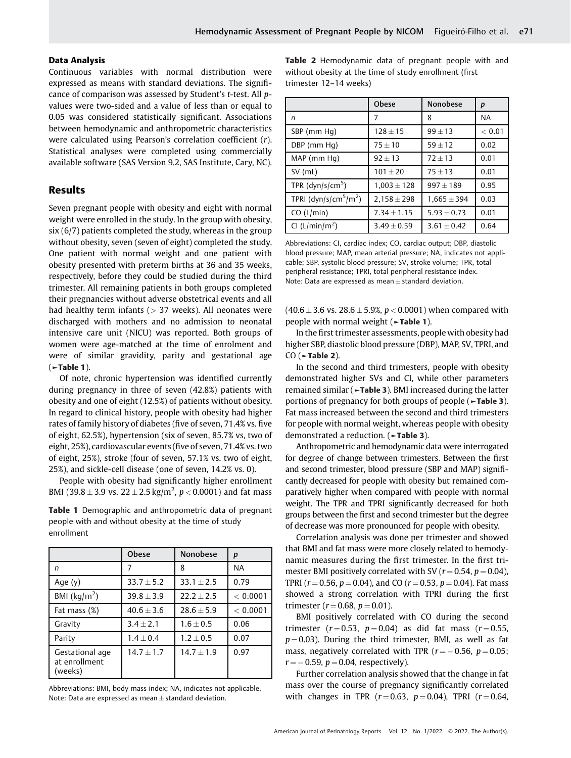### Data Analysis

Continuous variables with normal distribution were expressed as means with standard deviations. The significance of comparison was assessed by Student's *t*-test. All *p*-values were two-sided and a value of less than or equal to 0.05 was considered statistically significant. Associations between hemodynamic and anthropometric characteristics were calculated using Pearson's correlation coefficient (*r*). Statistical analyses were completed using commercially available software (SAS Version 9.2, SAS Institute, Cary, NC).

## Results

Seven pregnant people with obesity and eight with normal weight were enrolled in the study. In the group with obesity, six (6/7) patients completed the study, whereas in the group without obesity, seven (seven of eight) completed the study. One patient with normal weight and one patient with obesity presented with preterm births at 36 and 35 weeks, respectively, before they could be studied during the third trimester. All remaining patients in both groups completed their pregnancies without adverse obstetrical events and all had healthy term infants (> 37 weeks). All neonates were discharged with mothers and no admission to neonatal intensive care unit (NICU) was reported. Both groups of women were age-matched at the time of enrolment and were of similar gravidity, parity and gestational age (►Table 1).

Of note, chronic hypertension was identified currently during pregnancy in three of seven (42.8%) patients with obesity and one of eight (12.5%) of patients without obesity. In regard to clinical history, people with obesity had higher rates of family history of diabetes (five of seven, 71.4% vs. five of eight, 62.5%), hypertension (six of seven, 85.7% vs, two of eight, 25%), cardiovascular events (five of seven, 71.4% vs. two of eight, 25%), stroke (four of seven, 57.1% vs. two of eight, 25%), and sickle-cell disease (one of seven, 14.2% vs. 0).

People with obesity had significantly higher enrollment BMI ($39.8 \pm 3.9$ vs. $22 \pm 2.5$ kg/m$^2$, $p < 0.0001$) and fat mass ($40.6 \pm 3.6$ vs. $28.6 \pm 5.9$%, $p < 0.0001$) when compared with people with normal weight (►Table 1).

**Table 1** Demographic and anthropometric data of pregnant people with and without obesity at the time of study enrollment

| | Obese | Nonobese | *p* |
|---|---|---|---|
| *n* | 7 | 8 | NA |
| Age (y) | $33.7 \pm 5.2$ | $33.1 \pm 2.5$ | 0.79 |
| BMI (kg/m$^2$) | $39.8 \pm 3.9$ | $22.2 \pm 2.5$ | < 0.0001 |
| Fat mass (%) | $40.6 \pm 3.6$ | $28.6 \pm 5.9$ | < 0.0001 |
| Gravity | $3.4 \pm 2.1$ | $1.6 \pm 0.5$ | 0.06 |
| Parity | $1.4 \pm 0.4$ | $1.2 \pm 0.5$ | 0.07 |
| Gestational age at enrollment (weeks) | $14.7 \pm 1.7$ | $14.7 \pm 1.9$ | 0.97 |

Abbreviations: BMI, body mass index; NA, indicates not applicable.
Note: Data are expressed as mean ± standard deviation.

**Table 2** Hemodynamic data of pregnant people with and without obesity at the time of study enrollment (first trimester 12–14 weeks)

| | Obese | Nonobese | *p* |
|---|---|---|---|
| *n* | 7 | 8 | NA |
| SBP (mm Hg) | $128 \pm 15$ | $99 \pm 13$ | < 0.01 |
| DBP (mm Hg) | $75 \pm 10$ | $59 \pm 12$ | 0.02 |
| MAP (mm Hg) | $92 \pm 13$ | $72 \pm 13$ | 0.01 |
| SV (mL) | $101 \pm 20$ | $75 \pm 13$ | 0.01 |
| TPR (dyn/s/cm$^5$) | $1,003 \pm 128$ | $997 \pm 189$ | 0.95 |
| TPRI (dyn/s/cm$^5$/m$^2$) | $2,158 \pm 298$ | $1,665 \pm 394$ | 0.03 |
| CO (L/min) | $7.34 \pm 1.15$ | $5.93 \pm 0.73$ | 0.01 |
| CI (L/min/m$^2$) | $3.49 \pm 0.59$ | $3.61 \pm 0.42$ | 0.64 |

Abbreviations: CI, cardiac index; CO, cardiac output; DBP, diastolic blood pressure; MAP, mean arterial pressure; NA, indicates not applicable; SBP, systolic blood pressure; SV, stroke volume; TPR, total peripheral resistance; TPRI, total peripheral resistance index.
Note: Data are expressed as mean ± standard deviation.

In the first trimester assessments, people with obesity had higher SBP, diastolic blood pressure (DBP), MAP, SV, TPRI, and CO (►Table 2).

In the second and third trimesters, people with obesity demonstrated higher SVs and CI, while other parameters remained similar (►Table 3). BMI increased during the latter portions of pregnancy for both groups of people (►Table 3). Fat mass increased between the second and third trimesters for people with normal weight, whereas people with obesity demonstrated a reduction. (►Table 3).

Anthropometric and hemodynamic data were interrogated for degree of change between trimesters. Between the first and second trimester, blood pressure (SBP and MAP) significantly decreased for people with obesity but remained comparatively higher when compared with people with normal weight. The TPR and TPRI significantly decreased for both groups between the first and second trimester but the degree of decrease was more pronounced for people with obesity.

Correlation analysis was done per trimester and showed that BMI and fat mass were more closely related to hemodynamic measures during the first trimester. In the first trimester BMI positively correlated with SV ($r = 0.54$, $p = 0.04$), TPRI ($r = 0.56$, $p = 0.04$), and CO ($r = 0.53$, $p = 0.04$). Fat mass showed a strong correlation with TPRI during the first trimester ($r = 0.68$, $p = 0.01$).

BMI positively correlated with CO during the second trimester ($r = 0.53$, $p = 0.04$) as did fat mass ($r = 0.55$, $p = 0.03$). During the third trimester, BMI, as well as fat mass, negatively correlated with TPR ($r = -0.56$, $p = 0.05$; $r = -0.59$, $p = 0.04$, respectively).

Further correlation analysis showed that the change in fat mass over the course of pregnancy significantly correlated with changes in TPR ($r = 0.63$, $p = 0.04$), TPRI ($r = 0.64$,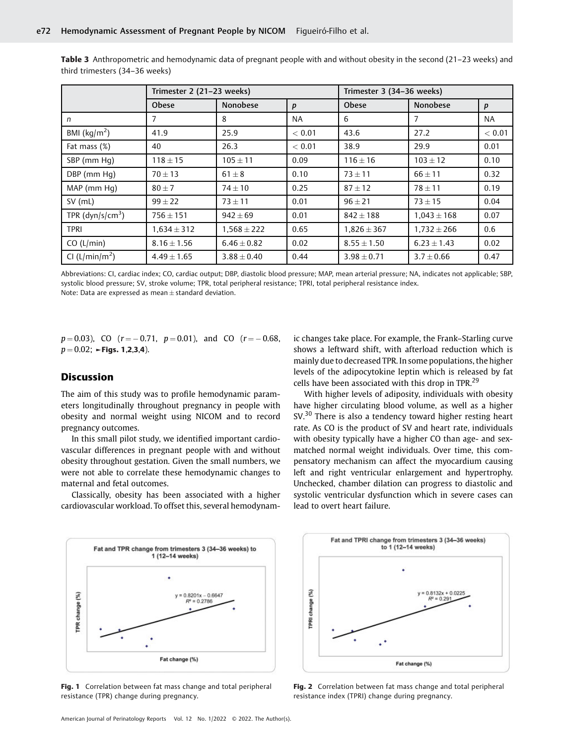**Table 3** Anthropometric and hemodynamic data of pregnant people with and without obesity in the second (21–23 weeks) and third trimesters (34–36 weeks)

| | Trimester 2 (21–23 weeks) | | | Trimester 3 (34–36 weeks) | | |
|---|---|---|---|---|---|---|
| | Obese | Nonobese | *p* | Obese | Nonobese | *p* |
| *n* | 7 | 8 | NA | 6 | 7 | NA |
| BMI (kg/m$^2$) | 41.9 | 25.9 | < 0.01 | 43.6 | 27.2 | < 0.01 |
| Fat mass (%) | 40 | 26.3 | < 0.01 | 38.9 | 29.9 | 0.01 |
| SBP (mm Hg) | 118 ± 15 | 105 ± 11 | 0.09 | 116 ± 16 | 103 ± 12 | 0.10 |
| DBP (mm Hg) | 70 ± 13 | 61 ± 8 | 0.10 | 73 ± 11 | 66 ± 11 | 0.32 |
| MAP (mm Hg) | 80 ± 7 | 74 ± 10 | 0.25 | 87 ± 12 | 78 ± 11 | 0.19 |
| SV (mL) | 99 ± 22 | 73 ± 11 | 0.01 | 96 ± 21 | 73 ± 15 | 0.04 |
| TPR (dyn/s/cm$^3$) | 756 ± 151 | 942 ± 69 | 0.01 | 842 ± 188 | 1,043 ± 168 | 0.07 |
| TPRI | 1,634 ± 312 | 1,568 ± 222 | 0.65 | 1,826 ± 367 | 1,732 ± 266 | 0.6 |
| CO (L/min) | 8.16 ± 1.56 | 6.46 ± 0.82 | 0.02 | 8.55 ± 1.50 | 6.23 ± 1.43 | 0.02 |
| CI (L/min/m$^2$) | 4.49 ± 1.65 | 3.88 ± 0.40 | 0.44 | 3.98 ± 0.71 | 3.7 ± 0.66 | 0.47 |

Abbreviations: CI, cardiac index; CO, cardiac output; DBP, diastolic blood pressure; MAP, mean arterial pressure; NA, indicates not applicable; SBP, systolic blood pressure; SV, stroke volume; TPR, total peripheral resistance; TPRI, total peripheral resistance index.
Note: Data are expressed as mean ± standard deviation.

$p = 0.03$), CO ($r = -0.71$, $p = 0.01$), and CO ($r = -0.68$, $p = 0.02$; ►**Figs. 1,2,3,4**).

## Discussion

The aim of this study was to profile hemodynamic parameters longitudinally throughout pregnancy in people with obesity and normal weight using NICOM and to record pregnancy outcomes.

In this small pilot study, we identified important cardiovascular differences in pregnant people with and without obesity throughout gestation. Given the small numbers, we were not able to correlate these hemodynamic changes to maternal and fetal outcomes.

Classically, obesity has been associated with a higher cardiovascular workload. To offset this, several hemodynamic changes take place. For example, the Frank–Starling curve shows a leftward shift, with afterload reduction which is mainly due to decreased TPR. In some populations, the higher levels of the adipocytokine leptin which is released by fat cells have been associated with this drop in TPR.[29]

With higher levels of adiposity, individuals with obesity have higher circulating blood volume, as well as a higher SV.[30] There is also a tendency toward higher resting heart rate. As CO is the product of SV and heart rate, individuals with obesity typically have a higher CO than age- and sex-matched normal weight individuals. Over time, this compensatory mechanism can affect the myocardium causing left and right ventricular enlargement and hypertrophy. Unchecked, chamber dilation can progress to diastolic and systolic ventricular dysfunction which in severe cases can lead to overt heart failure.

**Fig. 1** Correlation between fat mass change and total peripheral resistance (TPR) change during pregnancy.

**Fig. 2** Correlation between fat mass change and total peripheral resistance index (TPRI) change during pregnancy.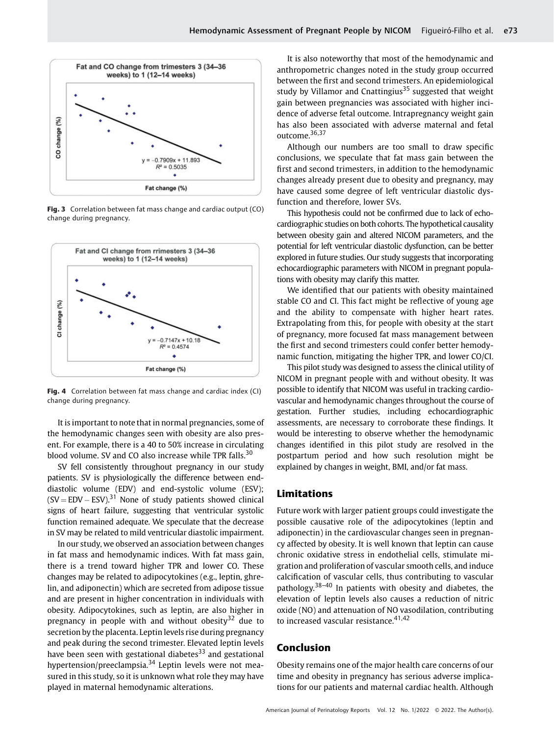Fig. 3 Correlation between fat mass change and cardiac output (CO) change during pregnancy.

Fig. 4 Correlation between fat mass change and cardiac index (CI) change during pregnancy.

It is important to note that in normal pregnancies, some of the hemodynamic changes seen with obesity are also present. For example, there is a 40 to 50% increase in circulating blood volume. SV and CO also increase while TPR falls.[30]

SV fell consistently throughout pregnancy in our study patients. SV is physiologically the difference between end-diastolic volume (EDV) and end-systolic volume (ESV); $(SV = EDV - ESV)$.[31] None of study patients showed clinical signs of heart failure, suggesting that ventricular systolic function remained adequate. We speculate that the decrease in SV may be related to mild ventricular diastolic impairment.

In our study, we observed an association between changes in fat mass and hemodynamic indices. With fat mass gain, there is a trend toward higher TPR and lower CO. These changes may be related to adipocytokines (e.g., leptin, ghrelin, and adiponectin) which are secreted from adipose tissue and are present in higher concentration in individuals with obesity. Adipocytokines, such as leptin, are also higher in pregnancy in people with and without obesity[32] due to secretion by the placenta. Leptin levels rise during pregnancy and peak during the second trimester. Elevated leptin levels have been seen with gestational diabetes[33] and gestational hypertension/preeclampsia.[34] Leptin levels were not measured in this study, so it is unknown what role they may have played in maternal hemodynamic alterations.

It is also noteworthy that most of the hemodynamic and anthropometric changes noted in the study group occurred between the first and second trimesters. An epidemiological study by Villamor and Cnattingius[35] suggested that weight gain between pregnancies was associated with higher incidence of adverse fetal outcome. Intrapregnancy weight gain has also been associated with adverse maternal and fetal outcome.[36,37]

Although our numbers are too small to draw specific conclusions, we speculate that fat mass gain between the first and second trimesters, in addition to the hemodynamic changes already present due to obesity and pregnancy, may have caused some degree of left ventricular diastolic dysfunction and therefore, lower SVs.

This hypothesis could not be confirmed due to lack of echocardiographic studies on both cohorts. The hypothetical causality between obesity gain and altered NICOM parameters, and the potential for left ventricular diastolic dysfunction, can be better explored in future studies. Our study suggests that incorporating echocardiographic parameters with NICOM in pregnant populations with obesity may clarify this matter.

We identified that our patients with obesity maintained stable CO and CI. This fact might be reflective of young age and the ability to compensate with higher heart rates. Extrapolating from this, for people with obesity at the start of pregnancy, more focused fat mass management between the first and second trimesters could confer better hemodynamic function, mitigating the higher TPR, and lower CO/CI.

This pilot study was designed to assess the clinical utility of NICOM in pregnant people with and without obesity. It was possible to identify that NICOM was useful in tracking cardiovascular and hemodynamic changes throughout the course of gestation. Further studies, including echocardiographic assessments, are necessary to corroborate these findings. It would be interesting to observe whether the hemodynamic changes identified in this pilot study are resolved in the postpartum period and how such resolution might be explained by changes in weight, BMI, and/or fat mass.

## Limitations

Future work with larger patient groups could investigate the possible causative role of the adipocytokines (leptin and adiponectin) in the cardiovascular changes seen in pregnancy affected by obesity. It is well known that leptin can cause chronic oxidative stress in endothelial cells, stimulate migration and proliferation of vascular smooth cells, and induce calcification of vascular cells, thus contributing to vascular pathology.[38–40] In patients with obesity and diabetes, the elevation of leptin levels also causes a reduction of nitric oxide (NO) and attenuation of NO vasodilation, contributing to increased vascular resistance.[41,42]

## Conclusion

Obesity remains one of the major health care concerns of our time and obesity in pregnancy has serious adverse implications for our patients and maternal cardiac health. Although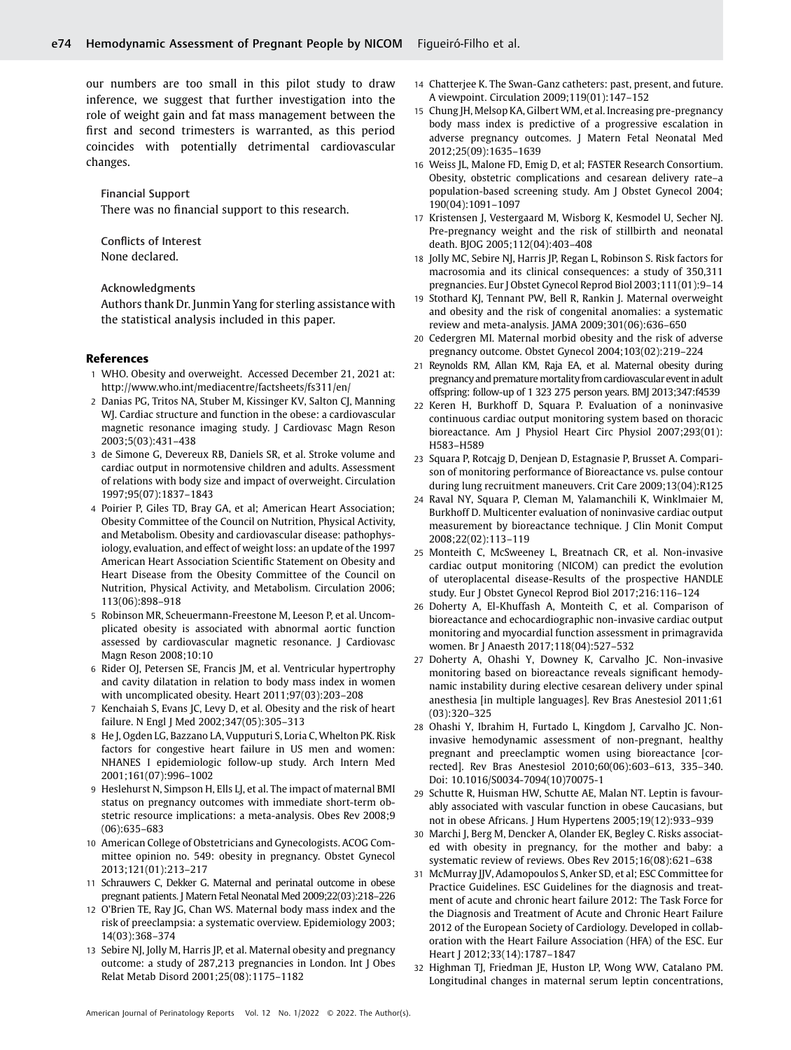our numbers are too small in this pilot study to draw inference, we suggest that further investigation into the role of weight gain and fat mass management between the first and second trimesters is warranted, as this period coincides with potentially detrimental cardiovascular changes.

Financial Support
There was no financial support to this research.

Conflicts of Interest
None declared.

Acknowledgments
Authors thank Dr. Junmin Yang for sterling assistance with the statistical analysis included in this paper.

## References

1. WHO. Obesity and overweight. Accessed December 21, 2021 at: http://www.who.int/mediacentre/factsheets/fs311/en/
2. Danias PG, Tritos NA, Stuber M, Kissinger KV, Salton CJ, Manning WJ. Cardiac structure and function in the obese: a cardiovascular magnetic resonance imaging study. J Cardiovasc Magn Reson 2003;5(03):431–438
3. de Simone G, Devereux RB, Daniels SR, et al. Stroke volume and cardiac output in normotensive children and adults. Assessment of relations with body size and impact of overweight. Circulation 1997;95(07):1837–1843
4. Poirier P, Giles TD, Bray GA, et al; American Heart Association; Obesity Committee of the Council on Nutrition, Physical Activity, and Metabolism. Obesity and cardiovascular disease: pathophysiology, evaluation, and effect of weight loss: an update of the 1997 American Heart Association Scientific Statement on Obesity and Heart Disease from the Obesity Committee of the Council on Nutrition, Physical Activity, and Metabolism. Circulation 2006; 113(06):898–918
5. Robinson MR, Scheuermann-Freestone M, Leeson P, et al. Uncomplicated obesity is associated with abnormal aortic function assessed by cardiovascular magnetic resonance. J Cardiovasc Magn Reson 2008;10:10
6. Rider OJ, Petersen SE, Francis JM, et al. Ventricular hypertrophy and cavity dilatation in relation to body mass index in women with uncomplicated obesity. Heart 2011;97(03):203–208
7. Kenchaiah S, Evans JC, Levy D, et al. Obesity and the risk of heart failure. N Engl J Med 2002;347(05):305–313
8. He J, Ogden LG, Bazzano LA, Vupputuri S, Loria C, Whelton PK. Risk factors for congestive heart failure in US men and women: NHANES I epidemiologic follow-up study. Arch Intern Med 2001;161(07):996–1002
9. Heslehurst N, Simpson H, Ells LJ, et al. The impact of maternal BMI status on pregnancy outcomes with immediate short-term obstetric resource implications: a meta-analysis. Obes Rev 2008;9 (06):635–683
10. American College of Obstetricians and Gynecologists. ACOG Committee opinion no. 549: obesity in pregnancy. Obstet Gynecol 2013;121(01):213–217
11. Schrauwers C, Dekker G. Maternal and perinatal outcome in obese pregnant patients. J Matern Fetal Neonatal Med 2009;22(03):218–226
12. O'Brien TE, Ray JG, Chan WS. Maternal body mass index and the risk of preeclampsia: a systematic overview. Epidemiology 2003; 14(03):368–374
13. Sebire NJ, Jolly M, Harris JP, et al. Maternal obesity and pregnancy outcome: a study of 287,213 pregnancies in London. Int J Obes Relat Metab Disord 2001;25(08):1175–1182
14. Chatterjee K. The Swan-Ganz catheters: past, present, and future. A viewpoint. Circulation 2009;119(01):147–152
15. Chung JH, Melsop KA, Gilbert WM, et al. Increasing pre-pregnancy body mass index is predictive of a progressive escalation in adverse pregnancy outcomes. J Matern Fetal Neonatal Med 2012;25(09):1635–1639
16. Weiss JL, Malone FD, Emig D, et al; FASTER Research Consortium. Obesity, obstetric complications and cesarean delivery rate–a population-based screening study. Am J Obstet Gynecol 2004; 190(04):1091–1097
17. Kristensen J, Vestergaard M, Wisborg K, Kesmodel U, Secher NJ. Pre-pregnancy weight and the risk of stillbirth and neonatal death. BJOG 2005;112(04):403–408
18. Jolly MC, Sebire NJ, Harris JP, Regan L, Robinson S. Risk factors for macrosomia and its clinical consequences: a study of 350,311 pregnancies. Eur J Obstet Gynecol Reprod Biol 2003;111(01):9–14
19. Stothard KJ, Tennant PW, Bell R, Rankin J. Maternal overweight and obesity and the risk of congenital anomalies: a systematic review and meta-analysis. JAMA 2009;301(06):636–650
20. Cedergren MI. Maternal morbid obesity and the risk of adverse pregnancy outcome. Obstet Gynecol 2004;103(02):219–224
21. Reynolds RM, Allan KM, Raja EA, et al. Maternal obesity during pregnancy and premature mortality from cardiovascular event in adult offspring: follow-up of 1 323 275 person years. BMJ 2013;347:f4539
22. Keren H, Burkhoff D, Squara P. Evaluation of a noninvasive continuous cardiac output monitoring system based on thoracic bioreactance. Am J Physiol Heart Circ Physiol 2007;293(01): H583–H589
23. Squara P, Rotcajg D, Denjean D, Estagnasie P, Brusset A. Comparison of monitoring performance of Bioreactance vs. pulse contour during lung recruitment maneuvers. Crit Care 2009;13(04):R125
24. Raval NY, Squara P, Cleman M, Yalamanchili K, Winklmaier M, Burkhoff D. Multicenter evaluation of noninvasive cardiac output measurement by bioreactance technique. J Clin Monit Comput 2008;22(02):113–119
25. Monteith C, McSweeney L, Breatnach CR, et al. Non-invasive cardiac output monitoring (NICOM) can predict the evolution of uteroplacental disease-Results of the prospective HANDLE study. Eur J Obstet Gynecol Reprod Biol 2017;216:116–124
26. Doherty A, El-Khuffash A, Monteith C, et al. Comparison of bioreactance and echocardiographic non-invasive cardiac output monitoring and myocardial function assessment in primagravida women. Br J Anaesth 2017;118(04):527–532
27. Doherty A, Ohashi Y, Downey K, Carvalho JC. Non-invasive monitoring based on bioreactance reveals significant hemodynamic instability during elective cesarean delivery under spinal anesthesia [in multiple languages]. Rev Bras Anestesiol 2011;61 (03):320–325
28. Ohashi Y, Ibrahim H, Furtado L, Kingdom J, Carvalho JC. Non-invasive hemodynamic assessment of non-pregnant, healthy pregnant and preeclamptic women using bioreactance [corrected]. Rev Bras Anestesiol 2010;60(06):603–613, 335–340. Doi: 10.1016/S0034-7094(10)70075-1
29. Schutte R, Huisman HW, Schutte AE, Malan NT. Leptin is favourably associated with vascular function in obese Caucasians, but not in obese Africans. J Hum Hypertens 2005;19(12):933–939
30. Marchi J, Berg M, Dencker A, Olander EK, Begley C. Risks associated with obesity in pregnancy, for the mother and baby: a systematic review of reviews. Obes Rev 2015;16(08):621–638
31. McMurray JJV, Adamopoulos S, Anker SD, et al; ESC Committee for Practice Guidelines. ESC Guidelines for the diagnosis and treatment of acute and chronic heart failure 2012: The Task Force for the Diagnosis and Treatment of Acute and Chronic Heart Failure 2012 of the European Society of Cardiology. Developed in collaboration with the Heart Failure Association (HFA) of the ESC. Eur Heart J 2012;33(14):1787–1847
32. Highman TJ, Friedman JE, Huston LP, Wong WW, Catalano PM. Longitudinal changes in maternal serum leptin concentrations,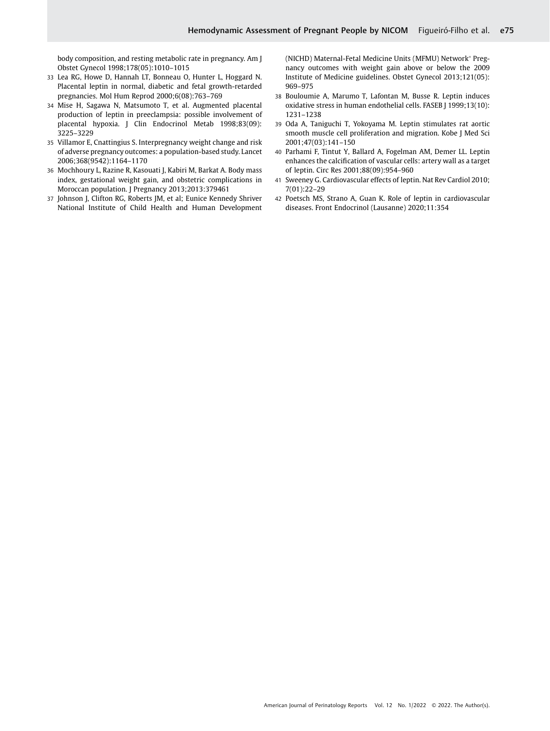body composition, and resting metabolic rate in pregnancy. Am J Obstet Gynecol 1998;178(05):1010–1015

33 Lea RG, Howe D, Hannah LT, Bonneau O, Hunter L, Hoggard N. Placental leptin in normal, diabetic and fetal growth-retarded pregnancies. Mol Hum Reprod 2000;6(08):763–769

34 Mise H, Sagawa N, Matsumoto T, et al. Augmented placental production of leptin in preeclampsia: possible involvement of placental hypoxia. J Clin Endocrinol Metab 1998;83(09): 3225–3229

35 Villamor E, Cnattingius S. Interpregnancy weight change and risk of adverse pregnancy outcomes: a population-based study. Lancet 2006;368(9542):1164–1170

36 Mochhoury L, Razine R, Kasouati J, Kabiri M, Barkat A. Body mass index, gestational weight gain, and obstetric complications in Moroccan population. J Pregnancy 2013;2013:379461

37 Johnson J, Clifton RG, Roberts JM, et al; Eunice Kennedy Shriver National Institute of Child Health and Human Development (NICHD) Maternal-Fetal Medicine Units (MFMU) Network* Pregnancy outcomes with weight gain above or below the 2009 Institute of Medicine guidelines. Obstet Gynecol 2013;121(05): 969–975

38 Bouloumie A, Marumo T, Lafontan M, Busse R. Leptin induces oxidative stress in human endothelial cells. FASEB J 1999;13(10): 1231–1238

39 Oda A, Taniguchi T, Yokoyama M. Leptin stimulates rat aortic smooth muscle cell proliferation and migration. Kobe J Med Sci 2001;47(03):141–150

40 Parhami F, Tintut Y, Ballard A, Fogelman AM, Demer LL. Leptin enhances the calcification of vascular cells: artery wall as a target of leptin. Circ Res 2001;88(09):954–960

41 Sweeney G. Cardiovascular effects of leptin. Nat Rev Cardiol 2010; 7(01):22–29

42 Poetsch MS, Strano A, Guan K. Role of leptin in cardiovascular diseases. Front Endocrinol (Lausanne) 2020;11:354